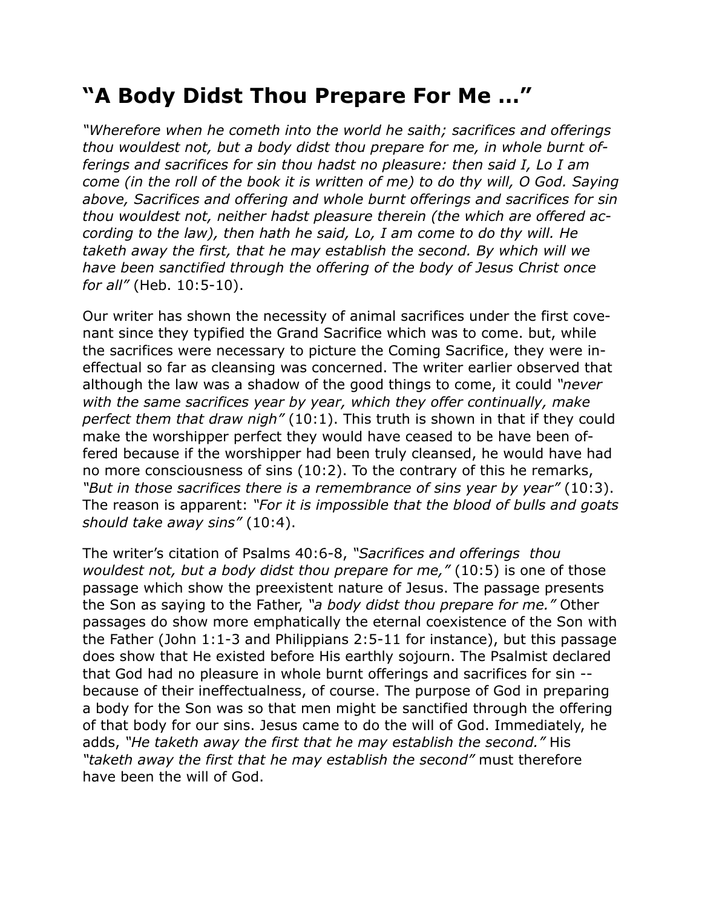# "A Body Didst Thou Prepare For Me …"

*"Wherefore when he cometh into the world he saith; sacrifices and offerings thou wouldest not, but a body didst thou prepare for me, in whole burnt offerings and sacrifices for sin thou hadst no pleasure: then said I, Lo I am come (in the roll of the book it is written of me) to do thy will, O God. Saying above, Sacrifices and offering and whole burnt offerings and sacrifices for sin thou wouldest not, neither hadst pleasure therein (the which are offered according to the law), then hath he said, Lo, I am come to do thy will. He taketh away the first, that he may establish the second. By which will we have been sanctified through the offering of the body of Jesus Christ once for all"* (Heb. 10:5-10).

Our writer has shown the necessity of animal sacrifices under the first covenant since they typified the Grand Sacrifice which was to come. but, while the sacrifices were necessary to picture the Coming Sacrifice, they were ineffectual so far as cleansing was concerned. The writer earlier observed that although the law was a shadow of the good things to come, it could *"never with the same sacrifices year by year, which they offer continually, make perfect them that draw nigh"* (10:1). This truth is shown in that if they could make the worshipper perfect they would have ceased to be have been offered because if the worshipper had been truly cleansed, he would have had no more consciousness of sins (10:2). To the contrary of this he remarks, *"But in those sacrifices there is a remembrance of sins year by year"* (10:3). The reason is apparent: *"For it is impossible that the blood of bulls and goats should take away sins"* (10:4).

The writer's citation of Psalms 40:6-8, *"Sacrifices and offerings thou wouldest not, but a body didst thou prepare for me,"* (10:5) is one of those passage which show the preexistent nature of Jesus. The passage presents the Son as saying to the Father, *"a body didst thou prepare for me."* Other passages do show more emphatically the eternal coexistence of the Son with the Father (John 1:1-3 and Philippians 2:5-11 for instance), but this passage does show that He existed before His earthly sojourn. The Psalmist declared that God had no pleasure in whole burnt offerings and sacrifices for sin -- because of their ineffectualness, of course. The purpose of God in preparing a body for the Son was so that men might be sanctified through the offering of that body for our sins. Jesus came to do the will of God. Immediately, he adds, *"He taketh away the first that he may establish the second."* His *"taketh away the first that he may establish the second"* must therefore have been the will of God.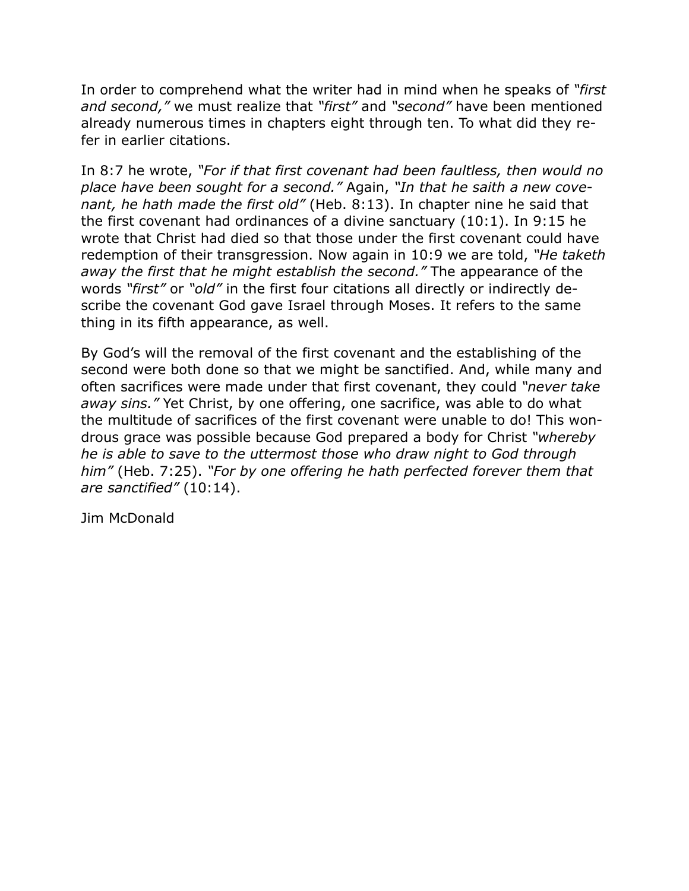In order to comprehend what the writer had in mind when he speaks of *"first and second,"* we must realize that *"first"* and *"second"* have been mentioned already numerous times in chapters eight through ten. To what did they refer in earlier citations.

In 8:7 he wrote, *"For if that first covenant had been faultless, then would no place have been sought for a second."* Again, *"In that he saith a new covenant, he hath made the first old"* (Heb. 8:13). In chapter nine he said that the first covenant had ordinances of a divine sanctuary (10:1). In 9:15 he wrote that Christ had died so that those under the first covenant could have redemption of their transgression. Now again in 10:9 we are told, *"He taketh away the first that he might establish the second."* The appearance of the words *"first"* or *"old"* in the first four citations all directly or indirectly describe the covenant God gave Israel through Moses. It refers to the same thing in its fifth appearance, as well.

By God's will the removal of the first covenant and the establishing of the second were both done so that we might be sanctified. And, while many and often sacrifices were made under that first covenant, they could *"never take away sins."* Yet Christ, by one offering, one sacrifice, was able to do what the multitude of sacrifices of the first covenant were unable to do! This wondrous grace was possible because God prepared a body for Christ *"whereby he is able to save to the uttermost those who draw night to God through him"* (Heb. 7:25). *"For by one offering he hath perfected forever them that are sanctified"* (10:14).

Jim McDonald